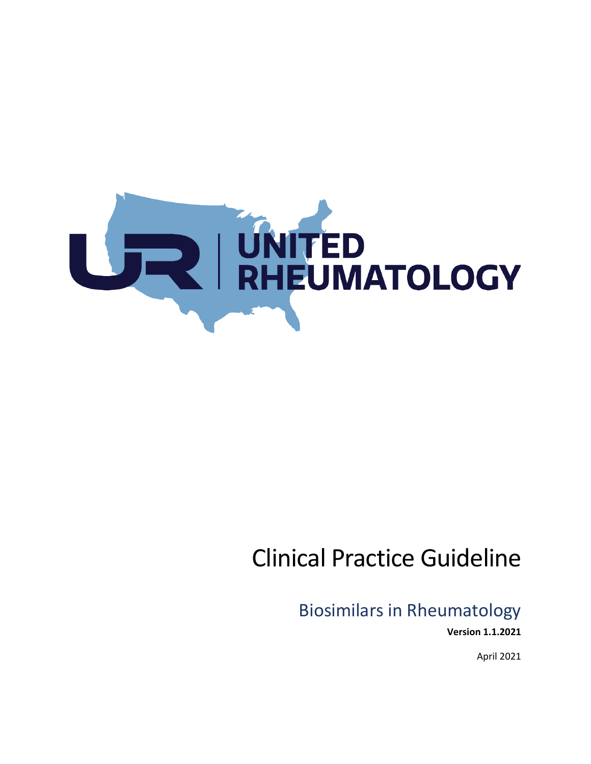UNITED RHEUMATOLOGY

# Clinical Practice Guideline

## Biosimilars in Rheumatology

**Version 1.1.2021**

April 2021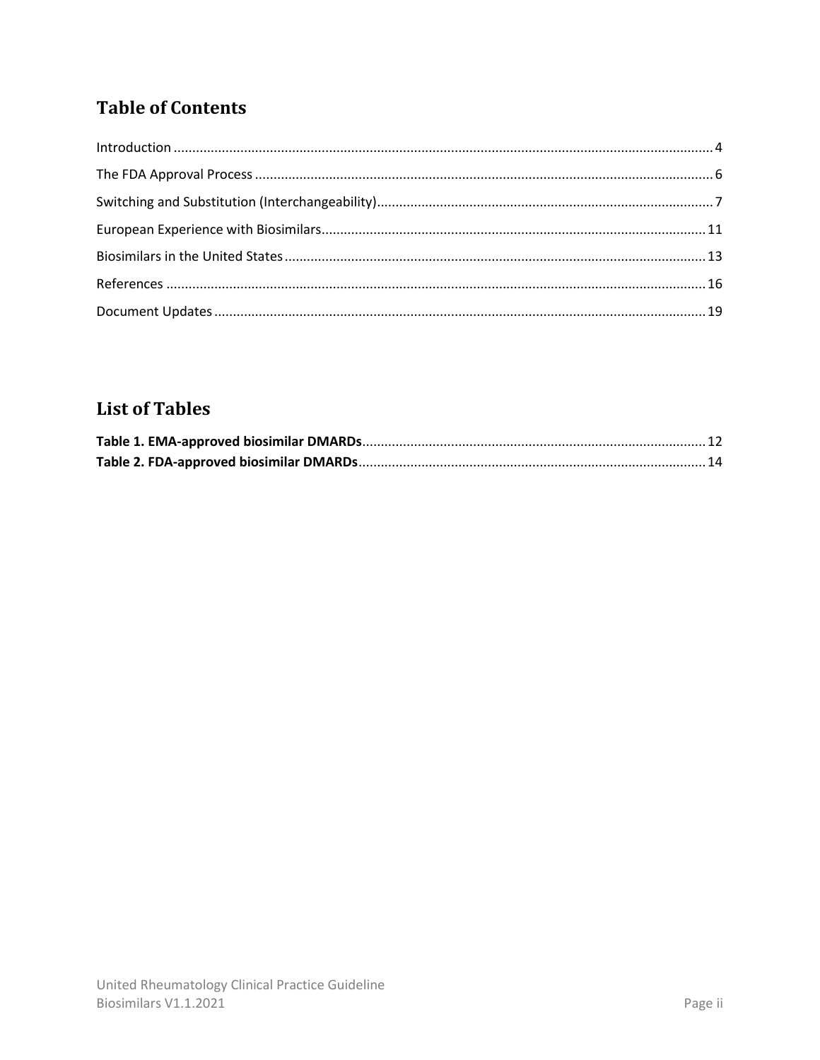## Table of Contents

Introduction ........ 4

The FDA Approval Process ........ 6

Switching and Substitution (Interchangeability) ........ 7

European Experience with Biosimilars ........ 11

Biosimilars in the United States ........ 13

References ........ 16

Document Updates ........ 19

## List of Tables

**Table 1. EMA-approved biosimilar DMARDs** ........ 12

**Table 2. FDA-approved biosimilar DMARDs** ........ 14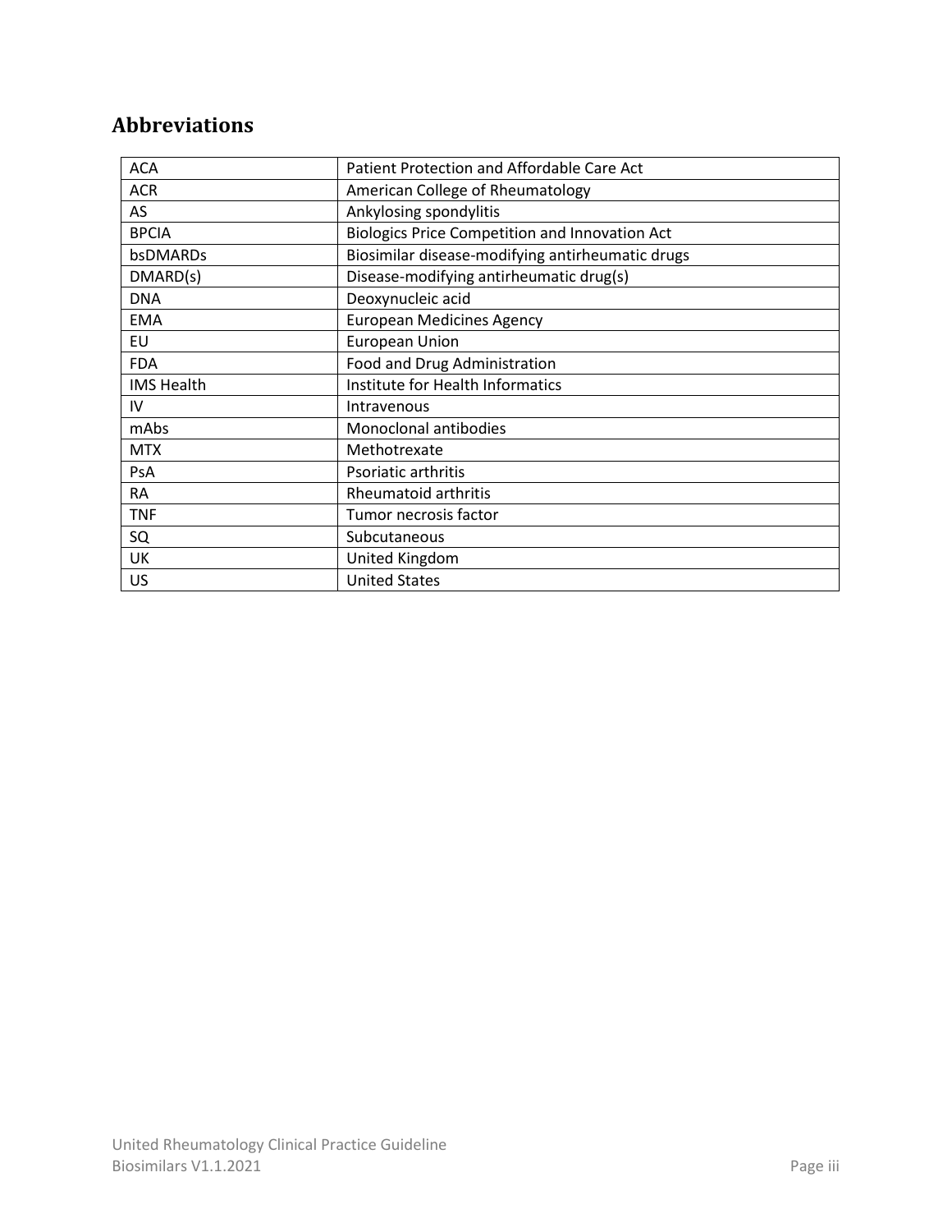## Abbreviations

| | |
|---|---|
| ACA | Patient Protection and Affordable Care Act |
| ACR | American College of Rheumatology |
| AS | Ankylosing spondylitis |
| BPCIA | Biologics Price Competition and Innovation Act |
| bsDMARDs | Biosimilar disease-modifying antirheumatic drugs |
| DMARD(s) | Disease-modifying antirheumatic drug(s) |
| DNA | Deoxynucleic acid |
| EMA | European Medicines Agency |
| EU | European Union |
| FDA | Food and Drug Administration |
| IMS Health | Institute for Health Informatics |
| IV | Intravenous |
| mAbs | Monoclonal antibodies |
| MTX | Methotrexate |
| PsA | Psoriatic arthritis |
| RA | Rheumatoid arthritis |
| TNF | Tumor necrosis factor |
| SQ | Subcutaneous |
| UK | United Kingdom |
| US | United States |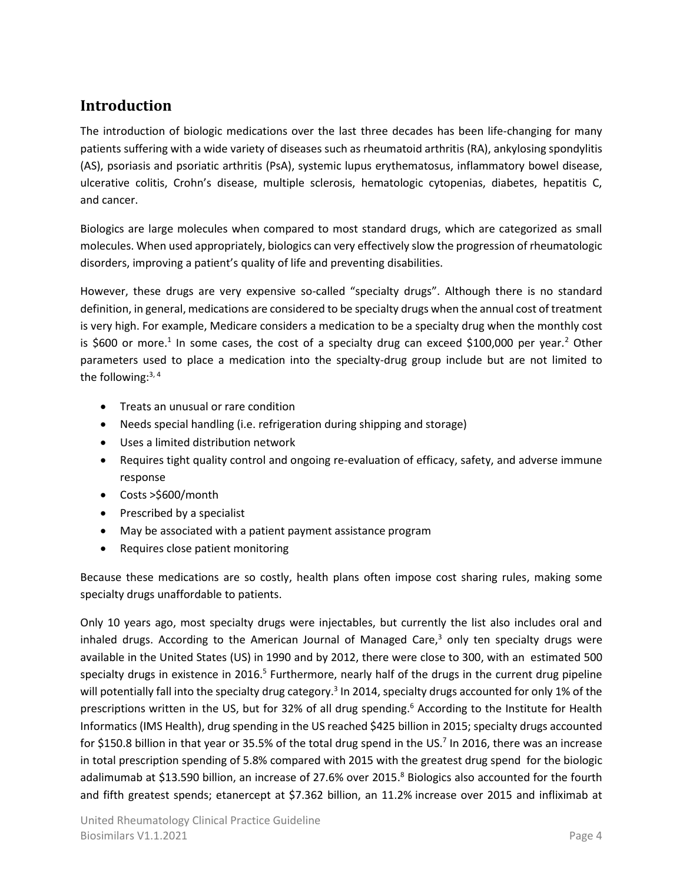## Introduction

The introduction of biologic medications over the last three decades has been life-changing for many patients suffering with a wide variety of diseases such as rheumatoid arthritis (RA), ankylosing spondylitis (AS), psoriasis and psoriatic arthritis (PsA), systemic lupus erythematosus, inflammatory bowel disease, ulcerative colitis, Crohn's disease, multiple sclerosis, hematologic cytopenias, diabetes, hepatitis C, and cancer.

Biologics are large molecules when compared to most standard drugs, which are categorized as small molecules. When used appropriately, biologics can very effectively slow the progression of rheumatologic disorders, improving a patient's quality of life and preventing disabilities.

However, these drugs are very expensive so-called "specialty drugs". Although there is no standard definition, in general, medications are considered to be specialty drugs when the annual cost of treatment is very high. For example, Medicare considers a medication to be a specialty drug when the monthly cost is $600 or more.[1] In some cases, the cost of a specialty drug can exceed $100,000 per year.[2] Other parameters used to place a medication into the specialty-drug group include but are not limited to the following:[3, 4]

- Treats an unusual or rare condition
- Needs special handling (i.e. refrigeration during shipping and storage)
- Uses a limited distribution network
- Requires tight quality control and ongoing re-evaluation of efficacy, safety, and adverse immune response
- Costs >$600/month
- Prescribed by a specialist
- May be associated with a patient payment assistance program
- Requires close patient monitoring

Because these medications are so costly, health plans often impose cost sharing rules, making some specialty drugs unaffordable to patients.

Only 10 years ago, most specialty drugs were injectables, but currently the list also includes oral and inhaled drugs. According to the American Journal of Managed Care,[3] only ten specialty drugs were available in the United States (US) in 1990 and by 2012, there were close to 300, with an estimated 500 specialty drugs in existence in 2016.[5] Furthermore, nearly half of the drugs in the current drug pipeline will potentially fall into the specialty drug category.[3] In 2014, specialty drugs accounted for only 1% of the prescriptions written in the US, but for 32% of all drug spending.[6] According to the Institute for Health Informatics (IMS Health), drug spending in the US reached $425 billion in 2015; specialty drugs accounted for $150.8 billion in that year or 35.5% of the total drug spend in the US.[7] In 2016, there was an increase in total prescription spending of 5.8% compared with 2015 with the greatest drug spend for the biologic adalimumab at $13.590 billion, an increase of 27.6% over 2015.[8] Biologics also accounted for the fourth and fifth greatest spends; etanercept at $7.362 billion, an 11.2% increase over 2015 and infliximab at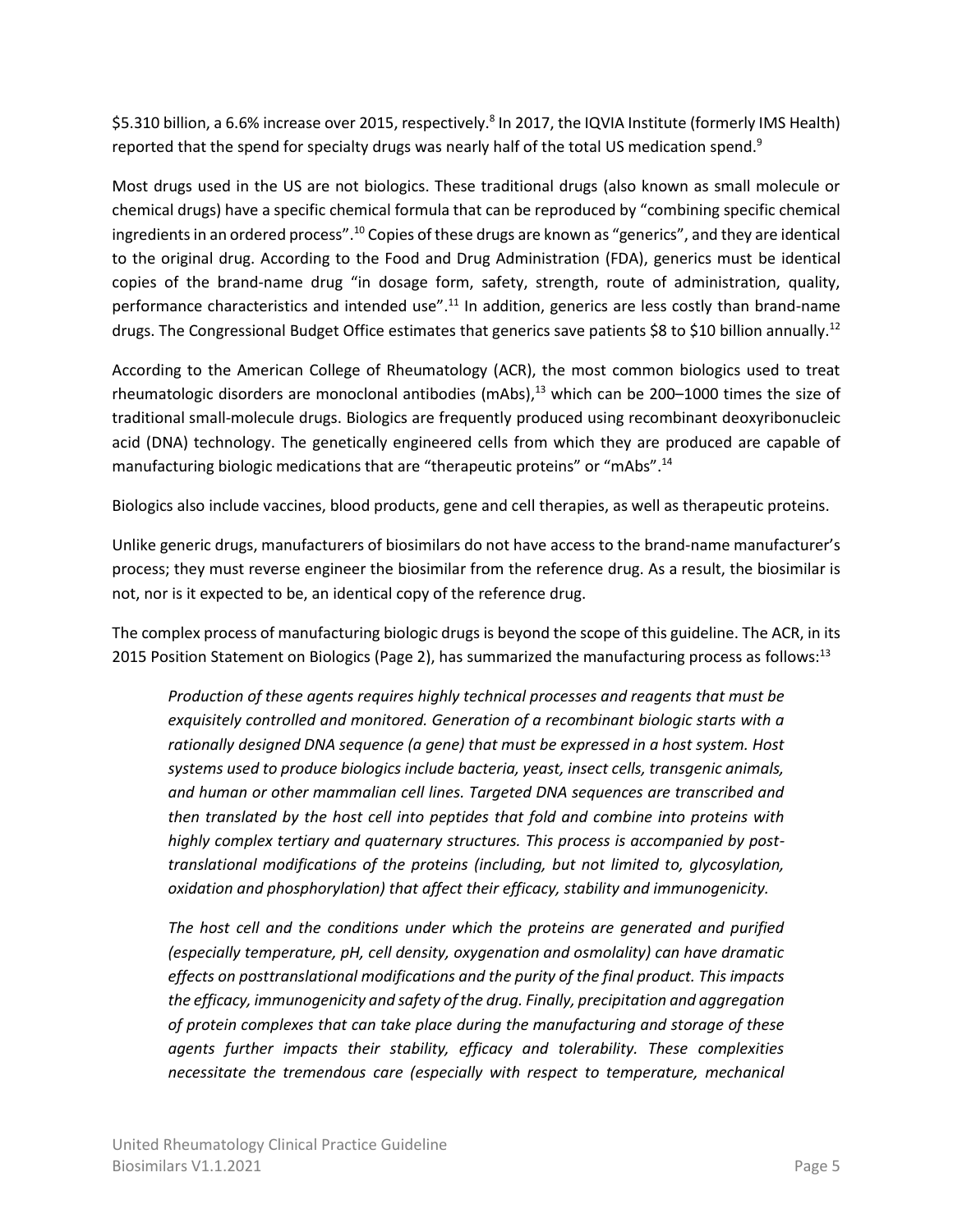$5.310 billion, a 6.6% increase over 2015, respectively.[8] In 2017, the IQVIA Institute (formerly IMS Health) reported that the spend for specialty drugs was nearly half of the total US medication spend.[9]

Most drugs used in the US are not biologics. These traditional drugs (also known as small molecule or chemical drugs) have a specific chemical formula that can be reproduced by "combining specific chemical ingredients in an ordered process".[10] Copies of these drugs are known as "generics", and they are identical to the original drug. According to the Food and Drug Administration (FDA), generics must be identical copies of the brand-name drug "in dosage form, safety, strength, route of administration, quality, performance characteristics and intended use".[11] In addition, generics are less costly than brand-name drugs. The Congressional Budget Office estimates that generics save patients $8 to $10 billion annually.[12]

According to the American College of Rheumatology (ACR), the most common biologics used to treat rheumatologic disorders are monoclonal antibodies (mAbs),[13] which can be 200–1000 times the size of traditional small-molecule drugs. Biologics are frequently produced using recombinant deoxyribonucleic acid (DNA) technology. The genetically engineered cells from which they are produced are capable of manufacturing biologic medications that are "therapeutic proteins" or "mAbs".[14]

Biologics also include vaccines, blood products, gene and cell therapies, as well as therapeutic proteins.

Unlike generic drugs, manufacturers of biosimilars do not have access to the brand-name manufacturer's process; they must reverse engineer the biosimilar from the reference drug. As a result, the biosimilar is not, nor is it expected to be, an identical copy of the reference drug.

The complex process of manufacturing biologic drugs is beyond the scope of this guideline. The ACR, in its 2015 Position Statement on Biologics (Page 2), has summarized the manufacturing process as follows:[13]

> *Production of these agents requires highly technical processes and reagents that must be exquisitely controlled and monitored. Generation of a recombinant biologic starts with a rationally designed DNA sequence (a gene) that must be expressed in a host system. Host systems used to produce biologics include bacteria, yeast, insect cells, transgenic animals, and human or other mammalian cell lines. Targeted DNA sequences are transcribed and then translated by the host cell into peptides that fold and combine into proteins with highly complex tertiary and quaternary structures. This process is accompanied by post-translational modifications of the proteins (including, but not limited to, glycosylation, oxidation and phosphorylation) that affect their efficacy, stability and immunogenicity.*
>
> *The host cell and the conditions under which the proteins are generated and purified (especially temperature, pH, cell density, oxygenation and osmolality) can have dramatic effects on posttranslational modifications and the purity of the final product. This impacts the efficacy, immunogenicity and safety of the drug. Finally, precipitation and aggregation of protein complexes that can take place during the manufacturing and storage of these agents further impacts their stability, efficacy and tolerability. These complexities necessitate the tremendous care (especially with respect to temperature, mechanical*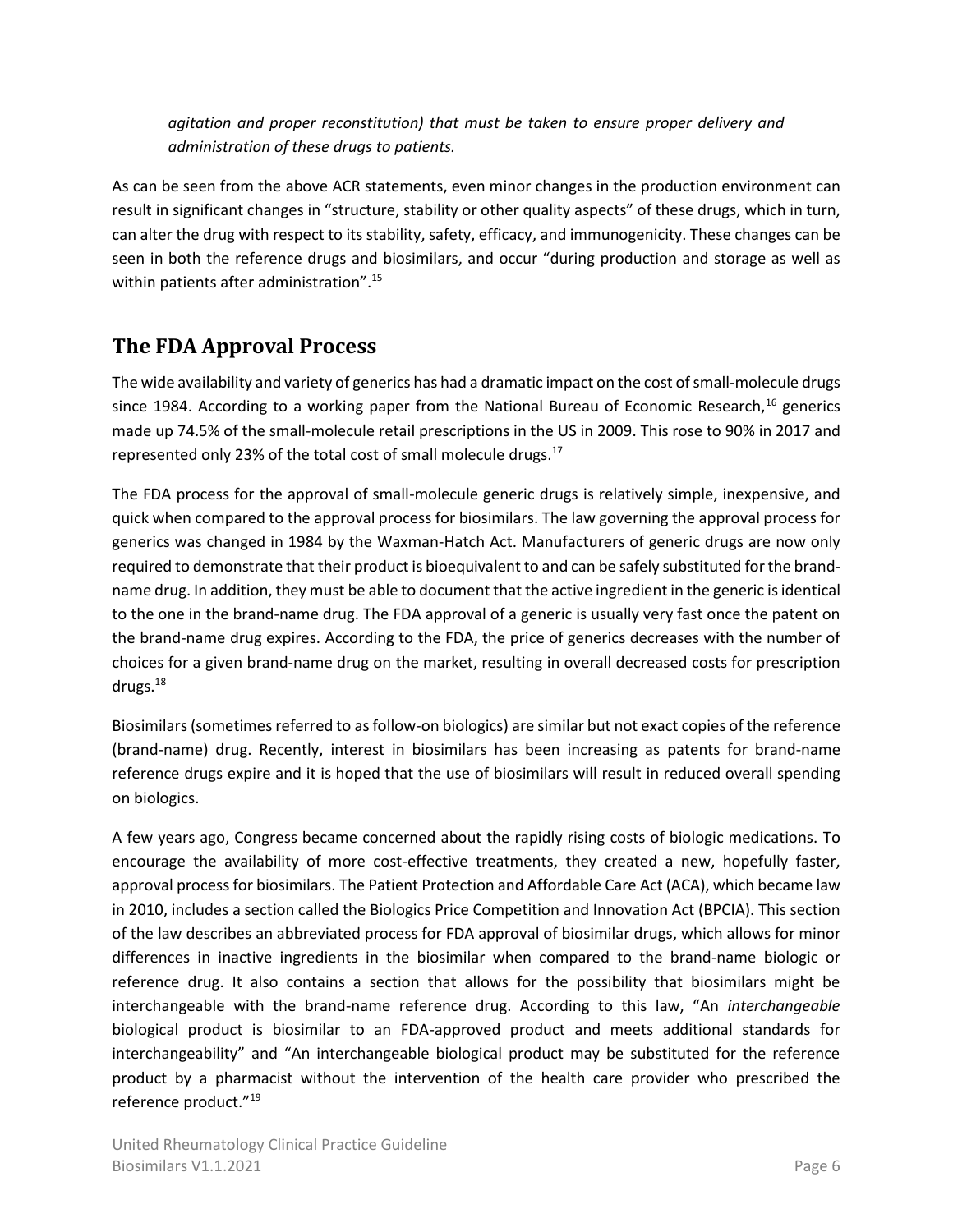*agitation and proper reconstitution) that must be taken to ensure proper delivery and administration of these drugs to patients.*

As can be seen from the above ACR statements, even minor changes in the production environment can result in significant changes in "structure, stability or other quality aspects" of these drugs, which in turn, can alter the drug with respect to its stability, safety, efficacy, and immunogenicity. These changes can be seen in both the reference drugs and biosimilars, and occur "during production and storage as well as within patients after administration".[15]

## The FDA Approval Process

The wide availability and variety of generics has had a dramatic impact on the cost of small-molecule drugs since 1984. According to a working paper from the National Bureau of Economic Research,[16] generics made up 74.5% of the small-molecule retail prescriptions in the US in 2009. This rose to 90% in 2017 and represented only 23% of the total cost of small molecule drugs.[17]

The FDA process for the approval of small-molecule generic drugs is relatively simple, inexpensive, and quick when compared to the approval process for biosimilars. The law governing the approval process for generics was changed in 1984 by the Waxman-Hatch Act. Manufacturers of generic drugs are now only required to demonstrate that their product is bioequivalent to and can be safely substituted for the brand-name drug. In addition, they must be able to document that the active ingredient in the generic is identical to the one in the brand-name drug. The FDA approval of a generic is usually very fast once the patent on the brand-name drug expires. According to the FDA, the price of generics decreases with the number of choices for a given brand-name drug on the market, resulting in overall decreased costs for prescription drugs.[18]

Biosimilars (sometimes referred to as follow-on biologics) are similar but not exact copies of the reference (brand-name) drug. Recently, interest in biosimilars has been increasing as patents for brand-name reference drugs expire and it is hoped that the use of biosimilars will result in reduced overall spending on biologics.

A few years ago, Congress became concerned about the rapidly rising costs of biologic medications. To encourage the availability of more cost-effective treatments, they created a new, hopefully faster, approval process for biosimilars. The Patient Protection and Affordable Care Act (ACA), which became law in 2010, includes a section called the Biologics Price Competition and Innovation Act (BPCIA). This section of the law describes an abbreviated process for FDA approval of biosimilar drugs, which allows for minor differences in inactive ingredients in the biosimilar when compared to the brand-name biologic or reference drug. It also contains a section that allows for the possibility that biosimilars might be interchangeable with the brand-name reference drug. According to this law, "An *interchangeable* biological product is biosimilar to an FDA-approved product and meets additional standards for interchangeability" and "An interchangeable biological product may be substituted for the reference product by a pharmacist without the intervention of the health care provider who prescribed the reference product."[19]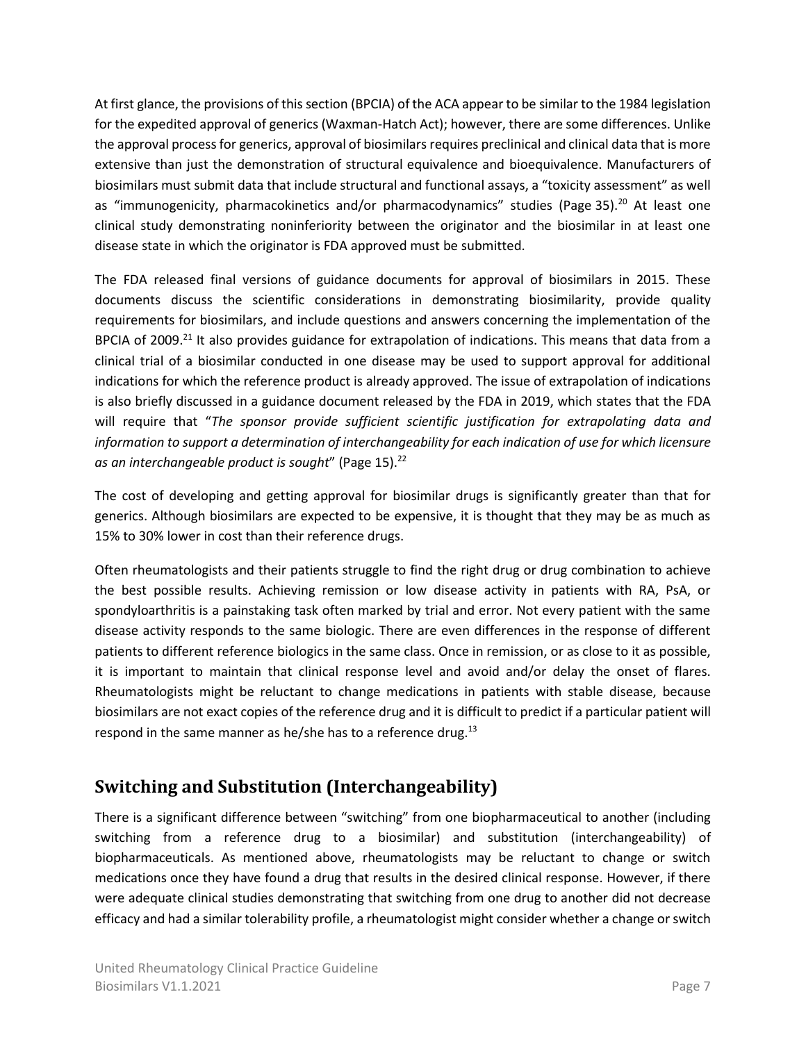At first glance, the provisions of this section (BPCIA) of the ACA appear to be similar to the 1984 legislation for the expedited approval of generics (Waxman-Hatch Act); however, there are some differences. Unlike the approval process for generics, approval of biosimilars requires preclinical and clinical data that is more extensive than just the demonstration of structural equivalence and bioequivalence. Manufacturers of biosimilars must submit data that include structural and functional assays, a "toxicity assessment" as well as "immunogenicity, pharmacokinetics and/or pharmacodynamics" studies (Page 35).[20] At least one clinical study demonstrating noninferiority between the originator and the biosimilar in at least one disease state in which the originator is FDA approved must be submitted.

The FDA released final versions of guidance documents for approval of biosimilars in 2015. These documents discuss the scientific considerations in demonstrating biosimilarity, provide quality requirements for biosimilars, and include questions and answers concerning the implementation of the BPCIA of 2009.[21] It also provides guidance for extrapolation of indications. This means that data from a clinical trial of a biosimilar conducted in one disease may be used to support approval for additional indications for which the reference product is already approved. The issue of extrapolation of indications is also briefly discussed in a guidance document released by the FDA in 2019, which states that the FDA will require that "*The sponsor provide sufficient scientific justification for extrapolating data and information to support a determination of interchangeability for each indication of use for which licensure as an interchangeable product is sought*" (Page 15).[22]

The cost of developing and getting approval for biosimilar drugs is significantly greater than that for generics. Although biosimilars are expected to be expensive, it is thought that they may be as much as 15% to 30% lower in cost than their reference drugs.

Often rheumatologists and their patients struggle to find the right drug or drug combination to achieve the best possible results. Achieving remission or low disease activity in patients with RA, PsA, or spondyloarthritis is a painstaking task often marked by trial and error. Not every patient with the same disease activity responds to the same biologic. There are even differences in the response of different patients to different reference biologics in the same class. Once in remission, or as close to it as possible, it is important to maintain that clinical response level and avoid and/or delay the onset of flares. Rheumatologists might be reluctant to change medications in patients with stable disease, because biosimilars are not exact copies of the reference drug and it is difficult to predict if a particular patient will respond in the same manner as he/she has to a reference drug.[13]

## Switching and Substitution (Interchangeability)

There is a significant difference between "switching" from one biopharmaceutical to another (including switching from a reference drug to a biosimilar) and substitution (interchangeability) of biopharmaceuticals. As mentioned above, rheumatologists may be reluctant to change or switch medications once they have found a drug that results in the desired clinical response. However, if there were adequate clinical studies demonstrating that switching from one drug to another did not decrease efficacy and had a similar tolerability profile, a rheumatologist might consider whether a change or switch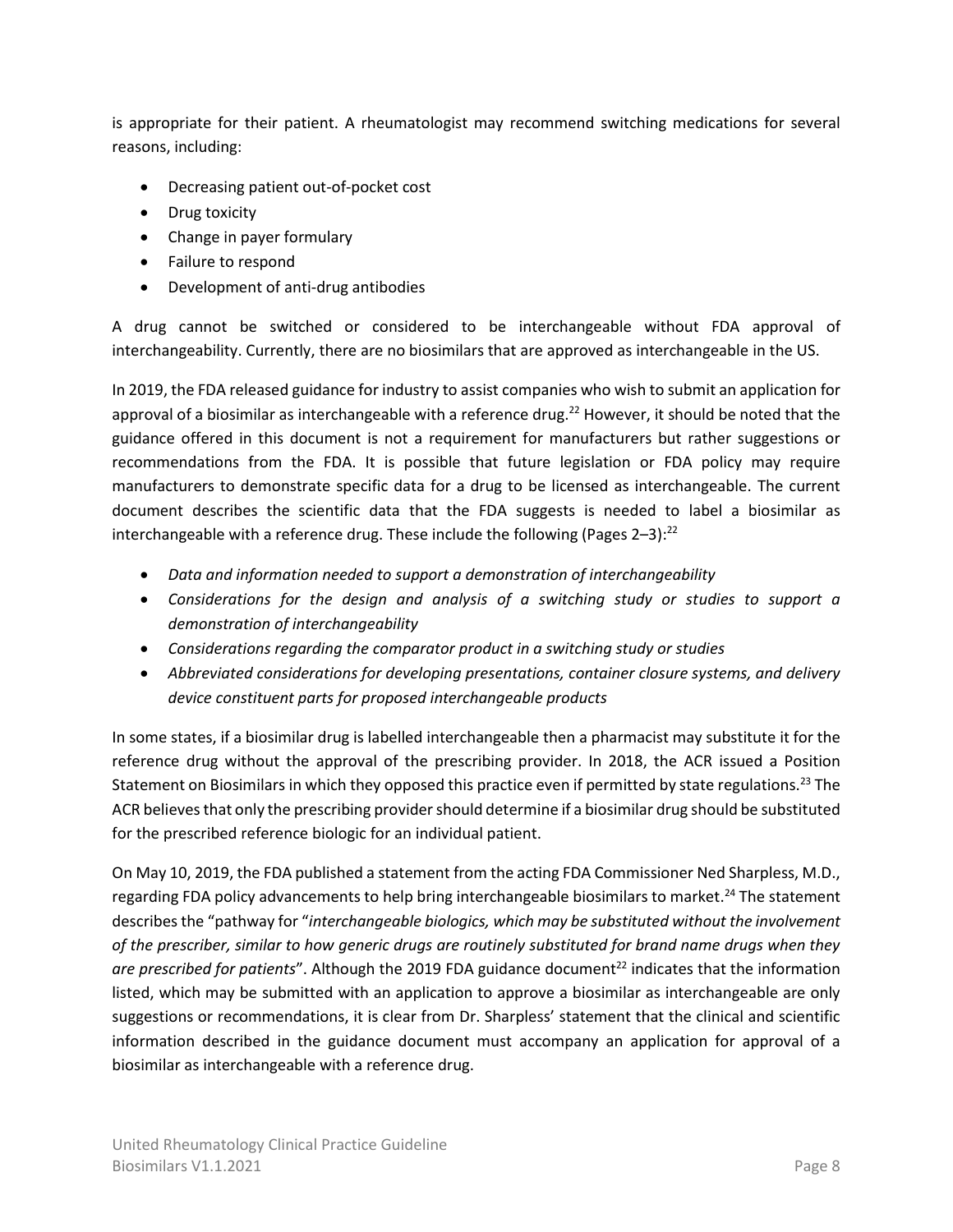is appropriate for their patient. A rheumatologist may recommend switching medications for several reasons, including:

- Decreasing patient out-of-pocket cost
- Drug toxicity
- Change in payer formulary
- Failure to respond
- Development of anti-drug antibodies

A drug cannot be switched or considered to be interchangeable without FDA approval of interchangeability. Currently, there are no biosimilars that are approved as interchangeable in the US.

In 2019, the FDA released guidance for industry to assist companies who wish to submit an application for approval of a biosimilar as interchangeable with a reference drug.[22] However, it should be noted that the guidance offered in this document is not a requirement for manufacturers but rather suggestions or recommendations from the FDA. It is possible that future legislation or FDA policy may require manufacturers to demonstrate specific data for a drug to be licensed as interchangeable. The current document describes the scientific data that the FDA suggests is needed to label a biosimilar as interchangeable with a reference drug. These include the following (Pages 2–3):[22]

- *Data and information needed to support a demonstration of interchangeability*
- *Considerations for the design and analysis of a switching study or studies to support a demonstration of interchangeability*
- *Considerations regarding the comparator product in a switching study or studies*
- *Abbreviated considerations for developing presentations, container closure systems, and delivery device constituent parts for proposed interchangeable products*

In some states, if a biosimilar drug is labelled interchangeable then a pharmacist may substitute it for the reference drug without the approval of the prescribing provider. In 2018, the ACR issued a Position Statement on Biosimilars in which they opposed this practice even if permitted by state regulations.[23] The ACR believes that only the prescribing provider should determine if a biosimilar drug should be substituted for the prescribed reference biologic for an individual patient.

On May 10, 2019, the FDA published a statement from the acting FDA Commissioner Ned Sharpless, M.D., regarding FDA policy advancements to help bring interchangeable biosimilars to market.[24] The statement describes the "pathway for "*interchangeable biologics, which may be substituted without the involvement of the prescriber, similar to how generic drugs are routinely substituted for brand name drugs when they are prescribed for patients*". Although the 2019 FDA guidance document[22] indicates that the information listed, which may be submitted with an application to approve a biosimilar as interchangeable are only suggestions or recommendations, it is clear from Dr. Sharpless' statement that the clinical and scientific information described in the guidance document must accompany an application for approval of a biosimilar as interchangeable with a reference drug.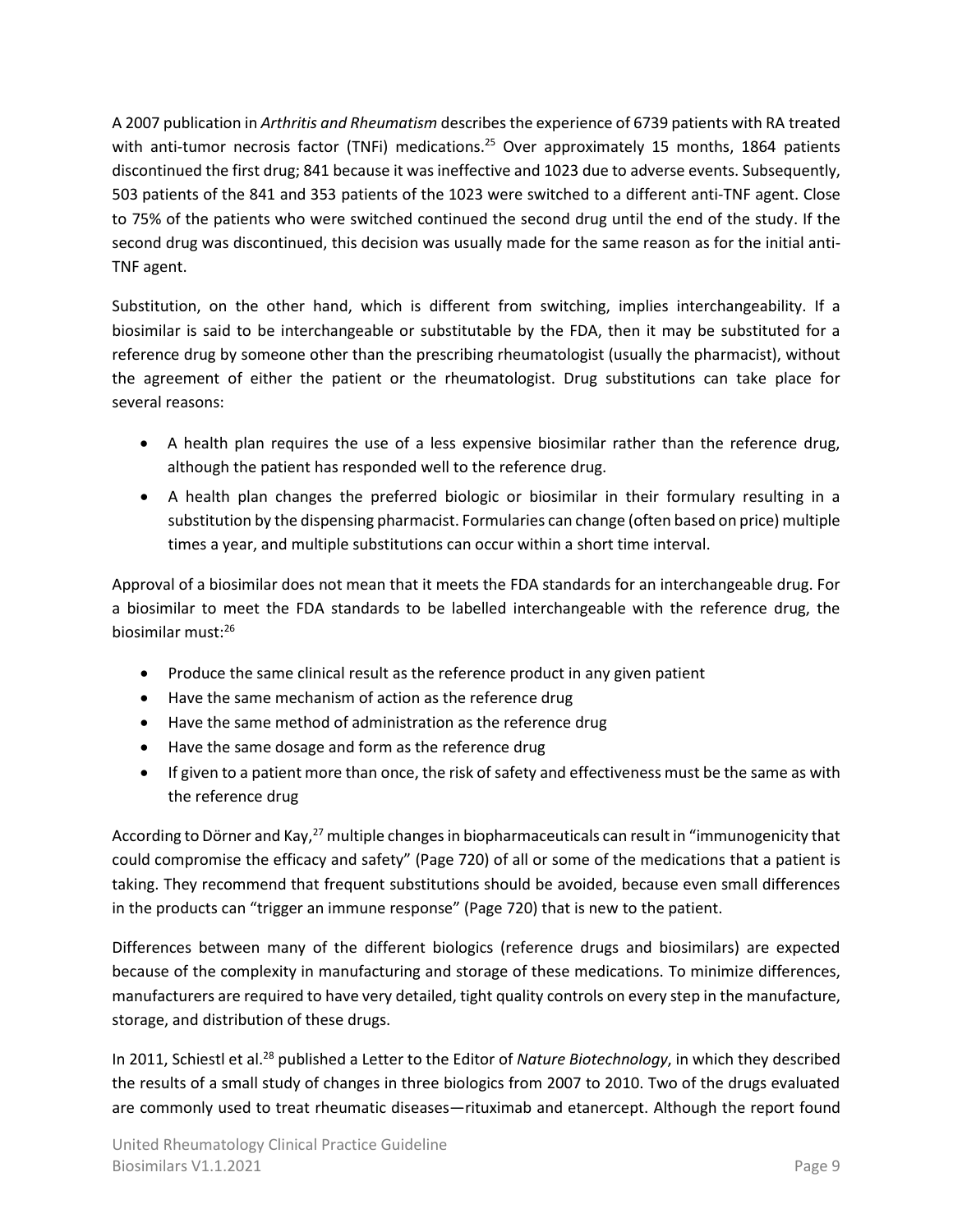A 2007 publication in *Arthritis and Rheumatism* describes the experience of 6739 patients with RA treated with anti-tumor necrosis factor (TNFi) medications.[25] Over approximately 15 months, 1864 patients discontinued the first drug; 841 because it was ineffective and 1023 due to adverse events. Subsequently, 503 patients of the 841 and 353 patients of the 1023 were switched to a different anti-TNF agent. Close to 75% of the patients who were switched continued the second drug until the end of the study. If the second drug was discontinued, this decision was usually made for the same reason as for the initial anti-TNF agent.

Substitution, on the other hand, which is different from switching, implies interchangeability. If a biosimilar is said to be interchangeable or substitutable by the FDA, then it may be substituted for a reference drug by someone other than the prescribing rheumatologist (usually the pharmacist), without the agreement of either the patient or the rheumatologist. Drug substitutions can take place for several reasons:

- A health plan requires the use of a less expensive biosimilar rather than the reference drug, although the patient has responded well to the reference drug.
- A health plan changes the preferred biologic or biosimilar in their formulary resulting in a substitution by the dispensing pharmacist. Formularies can change (often based on price) multiple times a year, and multiple substitutions can occur within a short time interval.

Approval of a biosimilar does not mean that it meets the FDA standards for an interchangeable drug. For a biosimilar to meet the FDA standards to be labelled interchangeable with the reference drug, the biosimilar must:[26]

- Produce the same clinical result as the reference product in any given patient
- Have the same mechanism of action as the reference drug
- Have the same method of administration as the reference drug
- Have the same dosage and form as the reference drug
- If given to a patient more than once, the risk of safety and effectiveness must be the same as with the reference drug

According to Dörner and Kay,[27] multiple changes in biopharmaceuticals can result in "immunogenicity that could compromise the efficacy and safety" (Page 720) of all or some of the medications that a patient is taking. They recommend that frequent substitutions should be avoided, because even small differences in the products can "trigger an immune response" (Page 720) that is new to the patient.

Differences between many of the different biologics (reference drugs and biosimilars) are expected because of the complexity in manufacturing and storage of these medications. To minimize differences, manufacturers are required to have very detailed, tight quality controls on every step in the manufacture, storage, and distribution of these drugs.

In 2011, Schiestl et al.[28] published a Letter to the Editor of *Nature Biotechnology*, in which they described the results of a small study of changes in three biologics from 2007 to 2010. Two of the drugs evaluated are commonly used to treat rheumatic diseases—rituximab and etanercept. Although the report found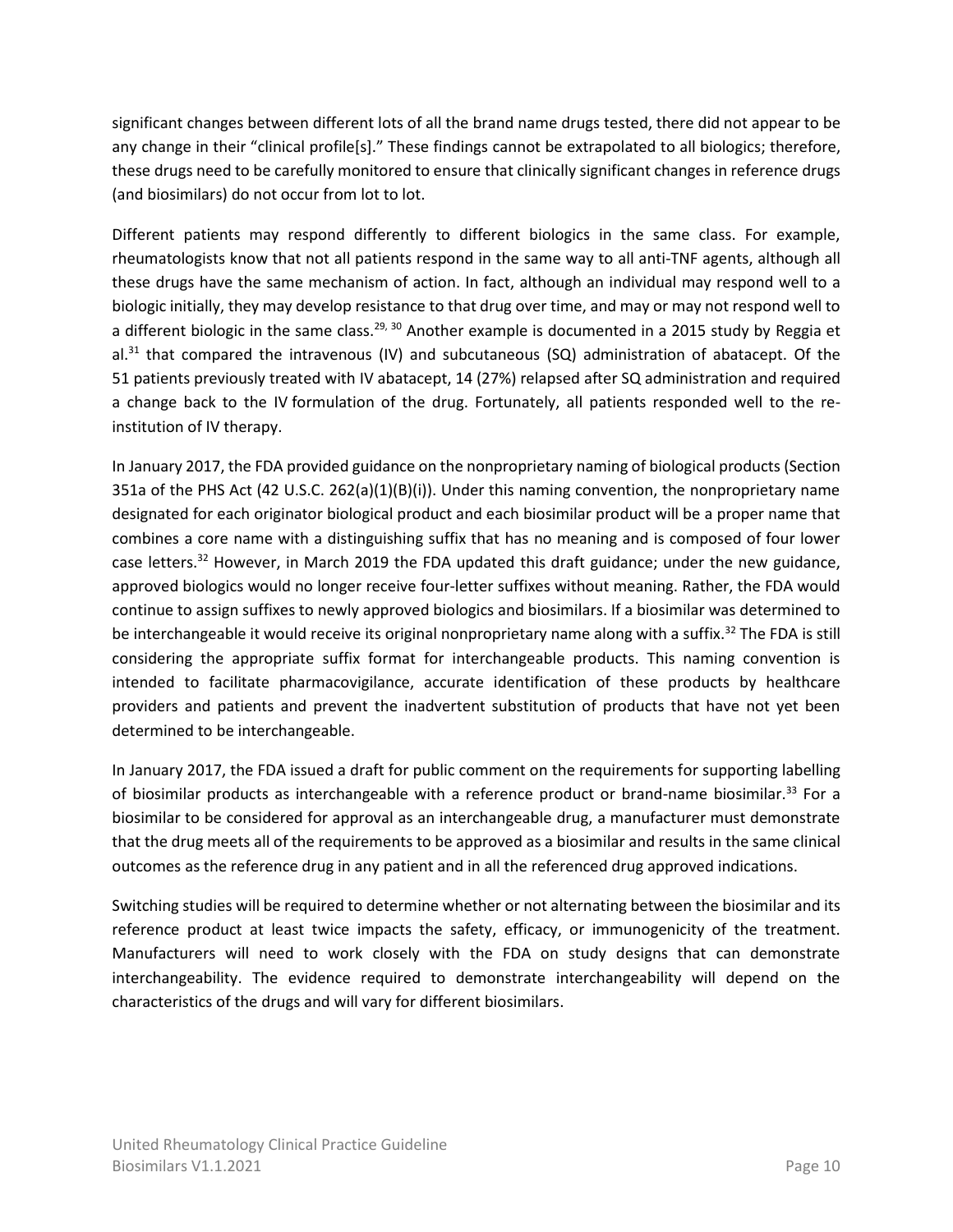significant changes between different lots of all the brand name drugs tested, there did not appear to be any change in their "clinical profile[s]." These findings cannot be extrapolated to all biologics; therefore, these drugs need to be carefully monitored to ensure that clinically significant changes in reference drugs (and biosimilars) do not occur from lot to lot.

Different patients may respond differently to different biologics in the same class. For example, rheumatologists know that not all patients respond in the same way to all anti-TNF agents, although all these drugs have the same mechanism of action. In fact, although an individual may respond well to a biologic initially, they may develop resistance to that drug over time, and may or may not respond well to a different biologic in the same class.[29, 30] Another example is documented in a 2015 study by Reggia et al.[31] that compared the intravenous (IV) and subcutaneous (SQ) administration of abatacept. Of the 51 patients previously treated with IV abatacept, 14 (27%) relapsed after SQ administration and required a change back to the IV formulation of the drug. Fortunately, all patients responded well to the re-institution of IV therapy.

In January 2017, the FDA provided guidance on the nonproprietary naming of biological products (Section 351a of the PHS Act (42 U.S.C. 262(a)(1)(B)(i)). Under this naming convention, the nonproprietary name designated for each originator biological product and each biosimilar product will be a proper name that combines a core name with a distinguishing suffix that has no meaning and is composed of four lower case letters.[32] However, in March 2019 the FDA updated this draft guidance; under the new guidance, approved biologics would no longer receive four-letter suffixes without meaning. Rather, the FDA would continue to assign suffixes to newly approved biologics and biosimilars. If a biosimilar was determined to be interchangeable it would receive its original nonproprietary name along with a suffix.[32] The FDA is still considering the appropriate suffix format for interchangeable products. This naming convention is intended to facilitate pharmacovigilance, accurate identification of these products by healthcare providers and patients and prevent the inadvertent substitution of products that have not yet been determined to be interchangeable.

In January 2017, the FDA issued a draft for public comment on the requirements for supporting labelling of biosimilar products as interchangeable with a reference product or brand-name biosimilar.[33] For a biosimilar to be considered for approval as an interchangeable drug, a manufacturer must demonstrate that the drug meets all of the requirements to be approved as a biosimilar and results in the same clinical outcomes as the reference drug in any patient and in all the referenced drug approved indications.

Switching studies will be required to determine whether or not alternating between the biosimilar and its reference product at least twice impacts the safety, efficacy, or immunogenicity of the treatment. Manufacturers will need to work closely with the FDA on study designs that can demonstrate interchangeability. The evidence required to demonstrate interchangeability will depend on the characteristics of the drugs and will vary for different biosimilars.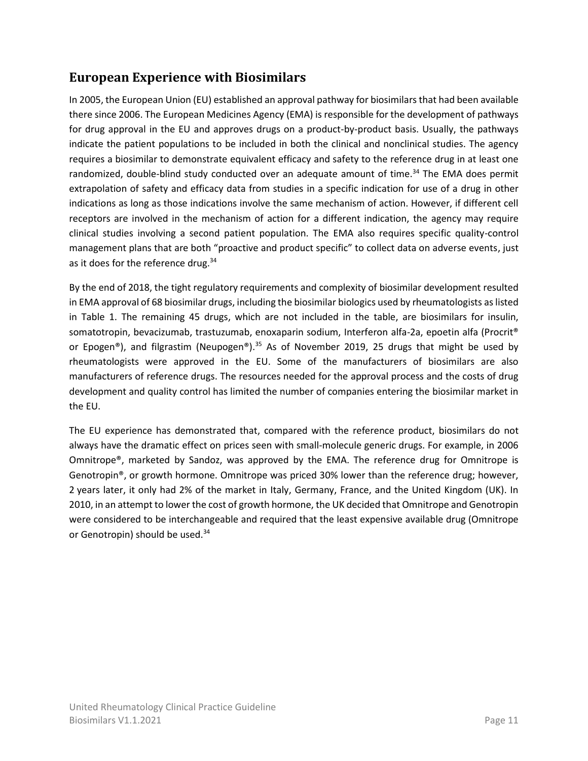## European Experience with Biosimilars

In 2005, the European Union (EU) established an approval pathway for biosimilars that had been available there since 2006. The European Medicines Agency (EMA) is responsible for the development of pathways for drug approval in the EU and approves drugs on a product-by-product basis. Usually, the pathways indicate the patient populations to be included in both the clinical and nonclinical studies. The agency requires a biosimilar to demonstrate equivalent efficacy and safety to the reference drug in at least one randomized, double-blind study conducted over an adequate amount of time.[34] The EMA does permit extrapolation of safety and efficacy data from studies in a specific indication for use of a drug in other indications as long as those indications involve the same mechanism of action. However, if different cell receptors are involved in the mechanism of action for a different indication, the agency may require clinical studies involving a second patient population. The EMA also requires specific quality-control management plans that are both "proactive and product specific" to collect data on adverse events, just as it does for the reference drug.[34]

By the end of 2018, the tight regulatory requirements and complexity of biosimilar development resulted in EMA approval of 68 biosimilar drugs, including the biosimilar biologics used by rheumatologists as listed in Table 1. The remaining 45 drugs, which are not included in the table, are biosimilars for insulin, somatotropin, bevacizumab, trastuzumab, enoxaparin sodium, Interferon alfa-2a, epoetin alfa (Procrit® or Epogen®), and filgrastim (Neupogen®).[35] As of November 2019, 25 drugs that might be used by rheumatologists were approved in the EU. Some of the manufacturers of biosimilars are also manufacturers of reference drugs. The resources needed for the approval process and the costs of drug development and quality control has limited the number of companies entering the biosimilar market in the EU.

The EU experience has demonstrated that, compared with the reference product, biosimilars do not always have the dramatic effect on prices seen with small-molecule generic drugs. For example, in 2006 Omnitrope®, marketed by Sandoz, was approved by the EMA. The reference drug for Omnitrope is Genotropin®, or growth hormone. Omnitrope was priced 30% lower than the reference drug; however, 2 years later, it only had 2% of the market in Italy, Germany, France, and the United Kingdom (UK). In 2010, in an attempt to lower the cost of growth hormone, the UK decided that Omnitrope and Genotropin were considered to be interchangeable and required that the least expensive available drug (Omnitrope or Genotropin) should be used.[34]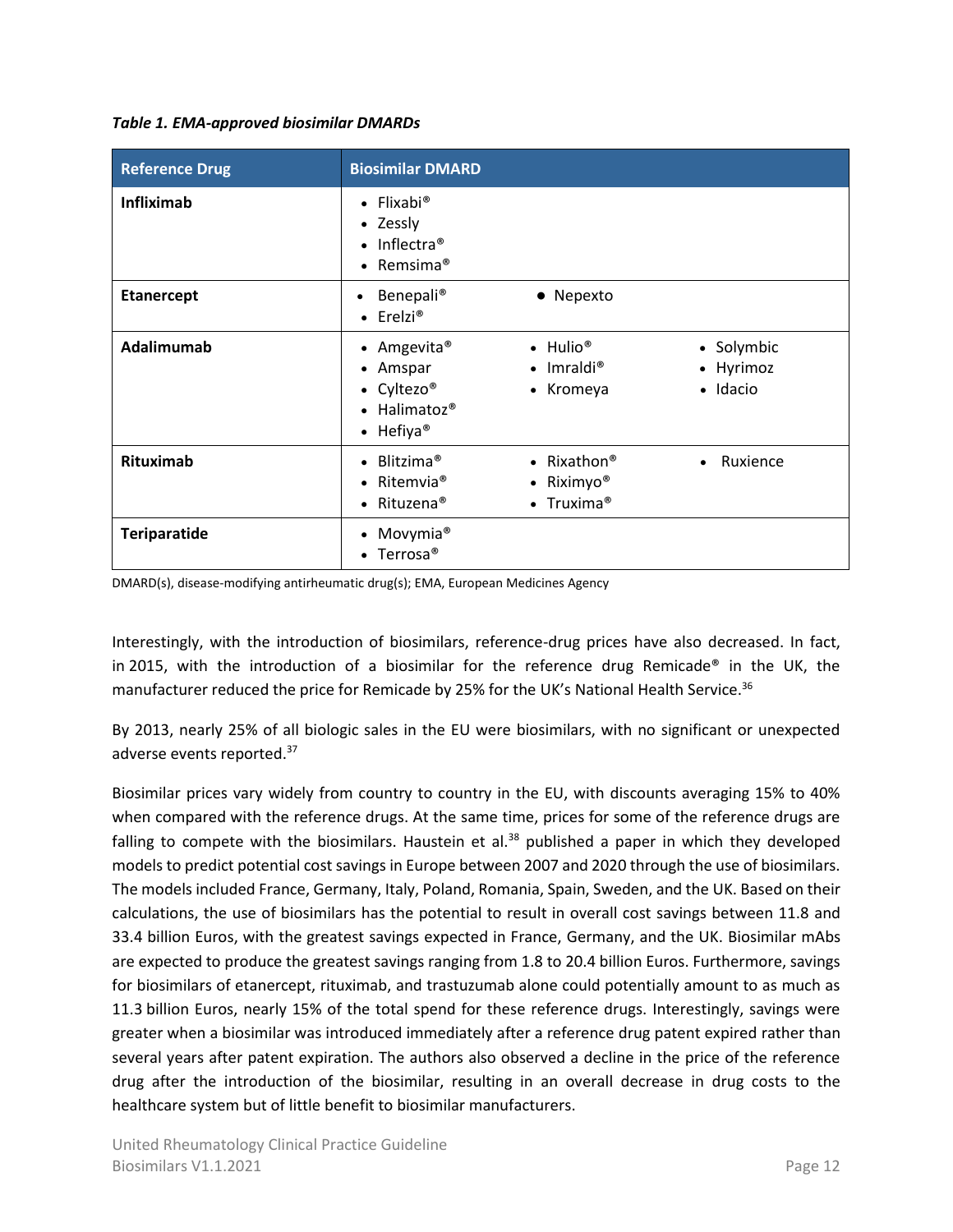*Table 1. EMA-approved biosimilar DMARDs*

| Reference Drug | Biosimilar DMARD |
|---|---|
| **Infliximab** | • Flixabi®<br>• Zessly<br>• Inflectra®<br>• Remsima® |
| **Etanercept** | • Benepali®<br>• Erelzi®<br>• Nepexto |
| **Adalimumab** | • Amgevita®<br>• Amspar<br>• Cyltezo®<br>• Halimatoz®<br>• Hefiya®<br>• Hulio®<br>• Imraldi®<br>• Kromeya<br>• Solymbic<br>• Hyrimoz<br>• Idacio |
| **Rituximab** | • Blitzima®<br>• Ritemvia®<br>• Rituzena®<br>• Rixathon®<br>• Riximyo®<br>• Truxima®<br>• Ruxience |
| **Teriparatide** | • Movymia®<br>• Terrosa® |

DMARD(s), disease-modifying antirheumatic drug(s); EMA, European Medicines Agency

Interestingly, with the introduction of biosimilars, reference-drug prices have also decreased. In fact, in 2015, with the introduction of a biosimilar for the reference drug Remicade® in the UK, the manufacturer reduced the price for Remicade by 25% for the UK's National Health Service.[36]

By 2013, nearly 25% of all biologic sales in the EU were biosimilars, with no significant or unexpected adverse events reported.[37]

Biosimilar prices vary widely from country to country in the EU, with discounts averaging 15% to 40% when compared with the reference drugs. At the same time, prices for some of the reference drugs are falling to compete with the biosimilars. Haustein et al.[38] published a paper in which they developed models to predict potential cost savings in Europe between 2007 and 2020 through the use of biosimilars. The models included France, Germany, Italy, Poland, Romania, Spain, Sweden, and the UK. Based on their calculations, the use of biosimilars has the potential to result in overall cost savings between 11.8 and 33.4 billion Euros, with the greatest savings expected in France, Germany, and the UK. Biosimilar mAbs are expected to produce the greatest savings ranging from 1.8 to 20.4 billion Euros. Furthermore, savings for biosimilars of etanercept, rituximab, and trastuzumab alone could potentially amount to as much as 11.3 billion Euros, nearly 15% of the total spend for these reference drugs. Interestingly, savings were greater when a biosimilar was introduced immediately after a reference drug patent expired rather than several years after patent expiration. The authors also observed a decline in the price of the reference drug after the introduction of the biosimilar, resulting in an overall decrease in drug costs to the healthcare system but of little benefit to biosimilar manufacturers.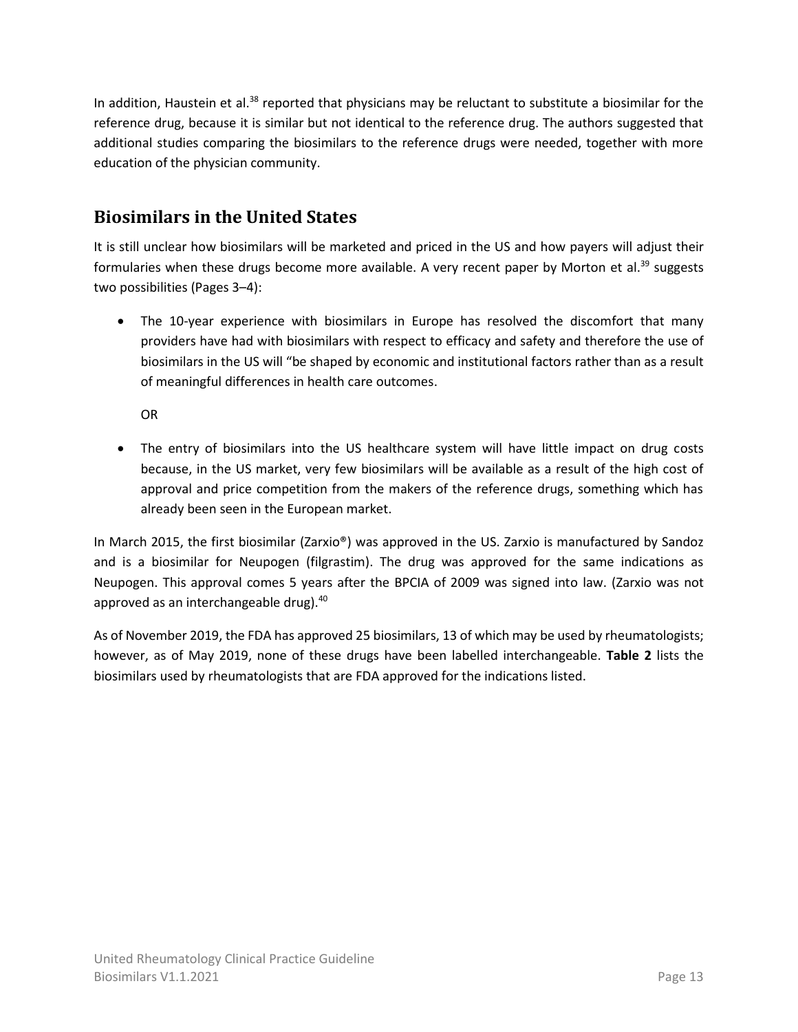In addition, Haustein et al.[38] reported that physicians may be reluctant to substitute a biosimilar for the reference drug, because it is similar but not identical to the reference drug. The authors suggested that additional studies comparing the biosimilars to the reference drugs were needed, together with more education of the physician community.

## Biosimilars in the United States

It is still unclear how biosimilars will be marketed and priced in the US and how payers will adjust their formularies when these drugs become more available. A very recent paper by Morton et al.[39] suggests two possibilities (Pages 3–4):

- The 10-year experience with biosimilars in Europe has resolved the discomfort that many providers have had with biosimilars with respect to efficacy and safety and therefore the use of biosimilars in the US will "be shaped by economic and institutional factors rather than as a result of meaningful differences in health care outcomes.

  OR

- The entry of biosimilars into the US healthcare system will have little impact on drug costs because, in the US market, very few biosimilars will be available as a result of the high cost of approval and price competition from the makers of the reference drugs, something which has already been seen in the European market.

In March 2015, the first biosimilar (Zarxio®) was approved in the US. Zarxio is manufactured by Sandoz and is a biosimilar for Neupogen (filgrastim). The drug was approved for the same indications as Neupogen. This approval comes 5 years after the BPCIA of 2009 was signed into law. (Zarxio was not approved as an interchangeable drug).[40]

As of November 2019, the FDA has approved 25 biosimilars, 13 of which may be used by rheumatologists; however, as of May 2019, none of these drugs have been labelled interchangeable. **Table 2** lists the biosimilars used by rheumatologists that are FDA approved for the indications listed.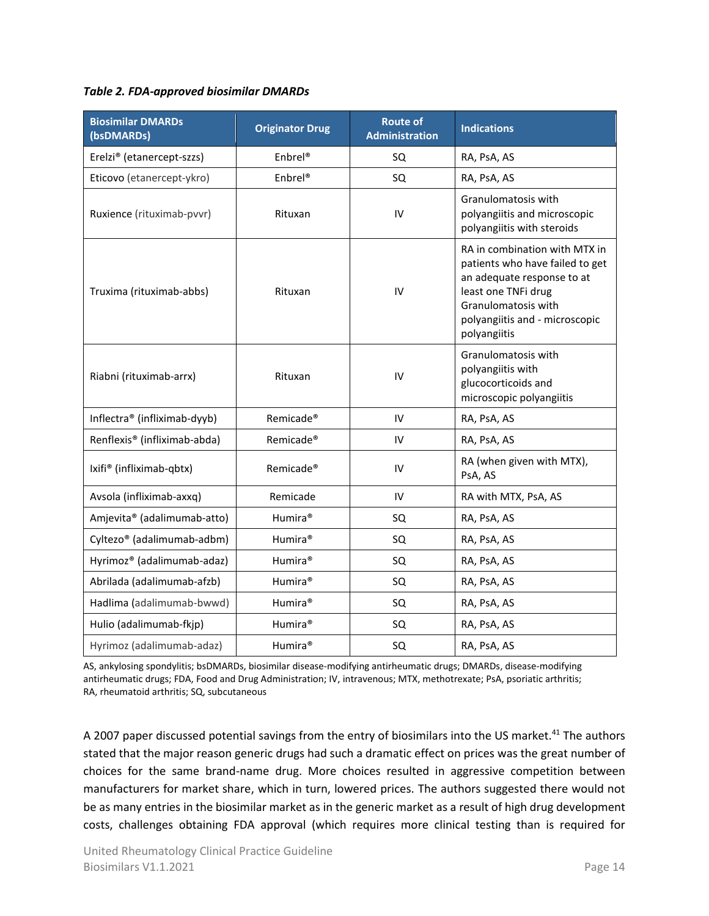*Table 2. FDA-approved biosimilar DMARDs*

| Biosimilar DMARDs (bsDMARDs) | Originator Drug | Route of Administration | Indications |
|---|---|---|---|
| Erelzi® (etanercept-szzs) | Enbrel® | SQ | RA, PsA, AS |
| Eticovo (etanercept-ykro) | Enbrel® | SQ | RA, PsA, AS |
| Ruxience (rituximab-pvvr) | Rituxan | IV | Granulomatosis with polyangiitis and microscopic polyangiitis with steroids |
| Truxima (rituximab-abbs) | Rituxan | IV | RA in combination with MTX in patients who have failed to get an adequate response to at least one TNFi drug Granulomatosis with polyangiitis and - microscopic polyangiitis |
| Riabni (rituximab-arrx) | Rituxan | IV | Granulomatosis with polyangiitis with glucocorticoids and microscopic polyangiitis |
| Inflectra® (infliximab-dyyb) | Remicade® | IV | RA, PsA, AS |
| Renflexis® (infliximab-abda) | Remicade® | IV | RA, PsA, AS |
| Ixifi® (infliximab-qbtx) | Remicade® | IV | RA (when given with MTX), PsA, AS |
| Avsola (infliximab-axxq) | Remicade | IV | RA with MTX, PsA, AS |
| Amjevita® (adalimumab-atto) | Humira® | SQ | RA, PsA, AS |
| Cyltezo® (adalimumab-adbm) | Humira® | SQ | RA, PsA, AS |
| Hyrimoz® (adalimumab-adaz) | Humira® | SQ | RA, PsA, AS |
| Abrilada (adalimumab-afzb) | Humira® | SQ | RA, PsA, AS |
| Hadlima (adalimumab-bwwd) | Humira® | SQ | RA, PsA, AS |
| Hulio (adalimumab-fkjp) | Humira® | SQ | RA, PsA, AS |
| Hyrimoz (adalimumab-adaz) | Humira® | SQ | RA, PsA, AS |

AS, ankylosing spondylitis; bsDMARDs, biosimilar disease-modifying antirheumatic drugs; DMARDs, disease-modifying antirheumatic drugs; FDA, Food and Drug Administration; IV, intravenous; MTX, methotrexate; PsA, psoriatic arthritis; RA, rheumatoid arthritis; SQ, subcutaneous

A 2007 paper discussed potential savings from the entry of biosimilars into the US market.[41] The authors stated that the major reason generic drugs had such a dramatic effect on prices was the great number of choices for the same brand-name drug. More choices resulted in aggressive competition between manufacturers for market share, which in turn, lowered prices. The authors suggested there would not be as many entries in the biosimilar market as in the generic market as a result of high drug development costs, challenges obtaining FDA approval (which requires more clinical testing than is required for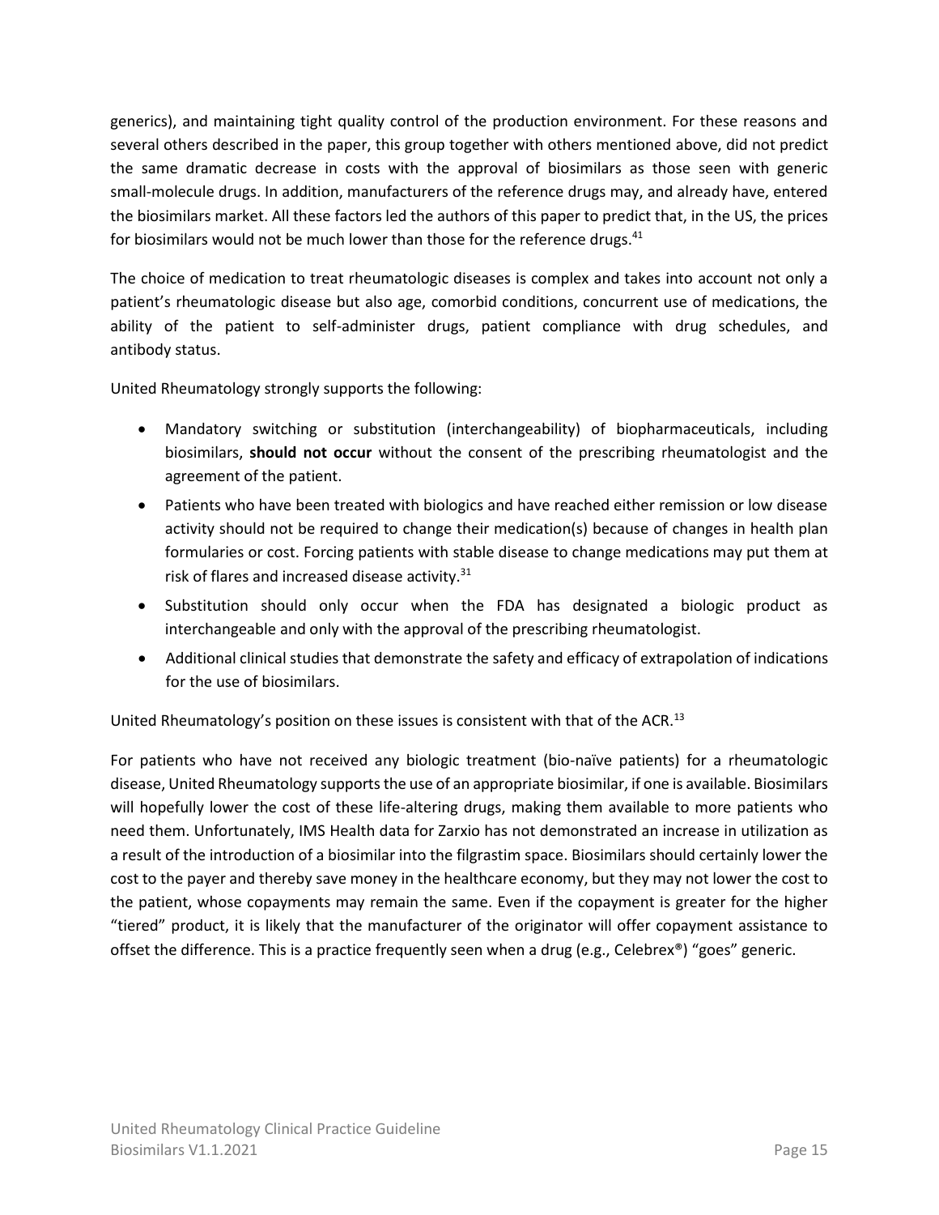generics), and maintaining tight quality control of the production environment. For these reasons and several others described in the paper, this group together with others mentioned above, did not predict the same dramatic decrease in costs with the approval of biosimilars as those seen with generic small-molecule drugs. In addition, manufacturers of the reference drugs may, and already have, entered the biosimilars market. All these factors led the authors of this paper to predict that, in the US, the prices for biosimilars would not be much lower than those for the reference drugs.[41]

The choice of medication to treat rheumatologic diseases is complex and takes into account not only a patient's rheumatologic disease but also age, comorbid conditions, concurrent use of medications, the ability of the patient to self-administer drugs, patient compliance with drug schedules, and antibody status.

United Rheumatology strongly supports the following:

- Mandatory switching or substitution (interchangeability) of biopharmaceuticals, including biosimilars, **should not occur** without the consent of the prescribing rheumatologist and the agreement of the patient.
- Patients who have been treated with biologics and have reached either remission or low disease activity should not be required to change their medication(s) because of changes in health plan formularies or cost. Forcing patients with stable disease to change medications may put them at risk of flares and increased disease activity.[31]
- Substitution should only occur when the FDA has designated a biologic product as interchangeable and only with the approval of the prescribing rheumatologist.
- Additional clinical studies that demonstrate the safety and efficacy of extrapolation of indications for the use of biosimilars.

United Rheumatology's position on these issues is consistent with that of the ACR.[13]

For patients who have not received any biologic treatment (bio-naïve patients) for a rheumatologic disease, United Rheumatology supports the use of an appropriate biosimilar, if one is available. Biosimilars will hopefully lower the cost of these life-altering drugs, making them available to more patients who need them. Unfortunately, IMS Health data for Zarxio has not demonstrated an increase in utilization as a result of the introduction of a biosimilar into the filgrastim space. Biosimilars should certainly lower the cost to the payer and thereby save money in the healthcare economy, but they may not lower the cost to the patient, whose copayments may remain the same. Even if the copayment is greater for the higher "tiered" product, it is likely that the manufacturer of the originator will offer copayment assistance to offset the difference. This is a practice frequently seen when a drug (e.g., Celebrex®) "goes" generic.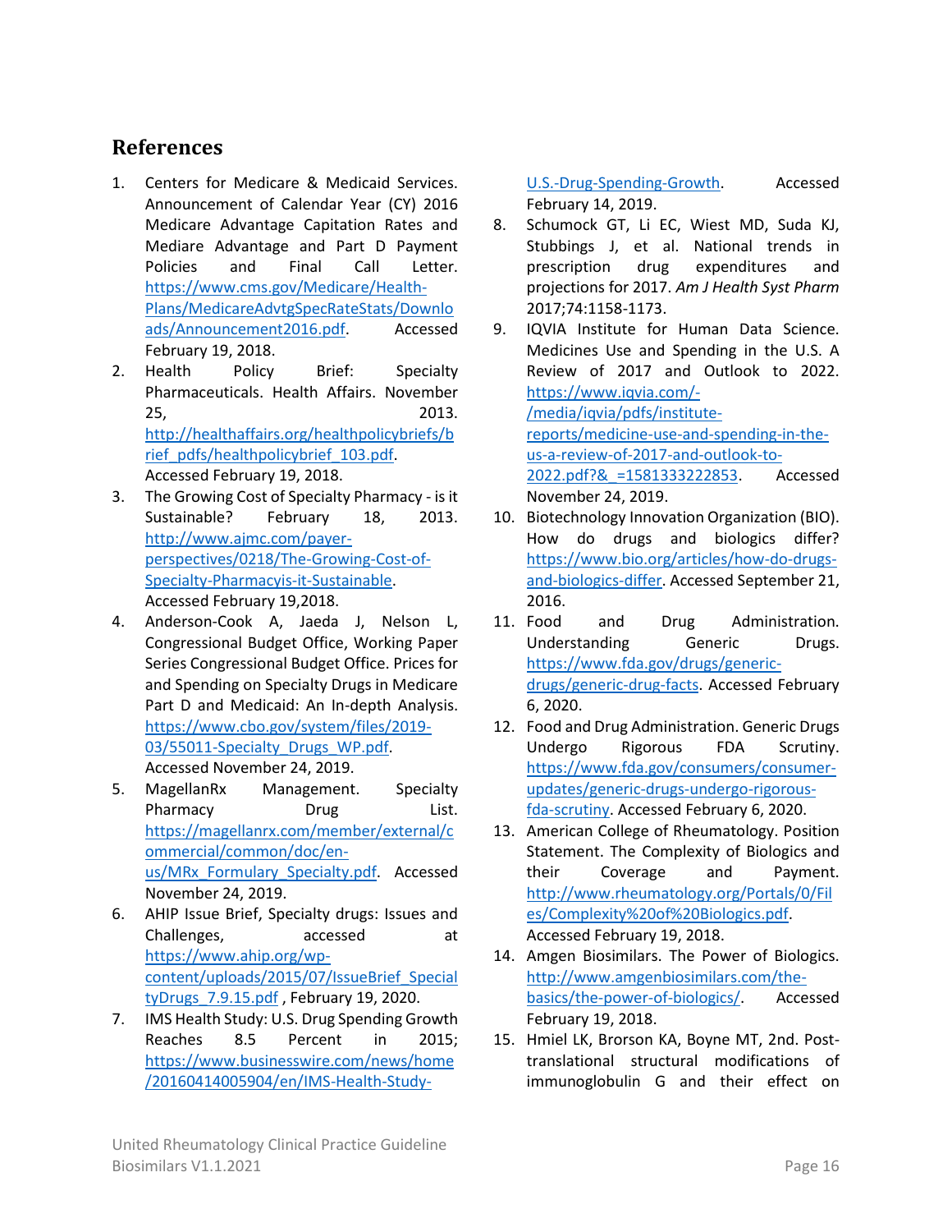## References

1. Centers for Medicare & Medicaid Services. Announcement of Calendar Year (CY) 2016 Medicare Advantage Capitation Rates and Mediare Advantage and Part D Payment Policies and Final Call Letter. https://www.cms.gov/Medicare/Health-Plans/MedicareAdvtgSpecRateStats/Downloads/Announcement2016.pdf. Accessed February 19, 2018.
2. Health Policy Brief: Specialty Pharmaceuticals. Health Affairs. November 25, 2013. http://healthaffairs.org/healthpolicybriefs/brief_pdfs/healthpolicybrief_103.pdf. Accessed February 19, 2018.
3. The Growing Cost of Specialty Pharmacy - is it Sustainable? February 18, 2013. http://www.ajmc.com/payer-perspectives/0218/The-Growing-Cost-of-Specialty-Pharmacyis-it-Sustainable. Accessed February 19,2018.
4. Anderson-Cook A, Jaeda J, Nelson L, Congressional Budget Office, Working Paper Series Congressional Budget Office. Prices for and Spending on Specialty Drugs in Medicare Part D and Medicaid: An In-depth Analysis. https://www.cbo.gov/system/files/2019-03/55011-Specialty_Drugs_WP.pdf. Accessed November 24, 2019.
5. MagellanRx Management. Specialty Pharmacy Drug List. https://magellanrx.com/member/external/commercial/common/doc/en-us/MRx_Formulary_Specialty.pdf. Accessed November 24, 2019.
6. AHIP Issue Brief, Specialty drugs: Issues and Challenges, accessed at https://www.ahip.org/wp-content/uploads/2015/07/IssueBrief_SpecialtyDrugs_7.9.15.pdf , February 19, 2020.
7. IMS Health Study: U.S. Drug Spending Growth Reaches 8.5 Percent in 2015; https://www.businesswire.com/news/home/20160414005904/en/IMS-Health-Study-U.S.-Drug-Spending-Growth. Accessed February 14, 2019.
8. Schumock GT, Li EC, Wiest MD, Suda KJ, Stubbings J, et al. National trends in prescription drug expenditures and projections for 2017. *Am J Health Syst Pharm* 2017;74:1158-1173.
9. IQVIA Institute for Human Data Science. Medicines Use and Spending in the U.S. A Review of 2017 and Outlook to 2022. https://www.iqvia.com/-/media/iqvia/pdfs/institute-reports/medicine-use-and-spending-in-the-us-a-review-of-2017-and-outlook-to-2022.pdf?&_=1581333222853. Accessed November 24, 2019.
10. Biotechnology Innovation Organization (BIO). How do drugs and biologics differ? https://www.bio.org/articles/how-do-drugs-and-biologics-differ. Accessed September 21, 2016.
11. Food and Drug Administration. Understanding Generic Drugs. https://www.fda.gov/drugs/generic-drugs/generic-drug-facts. Accessed February 6, 2020.
12. Food and Drug Administration. Generic Drugs Undergo Rigorous FDA Scrutiny. https://www.fda.gov/consumers/consumer-updates/generic-drugs-undergo-rigorous-fda-scrutiny. Accessed February 6, 2020.
13. American College of Rheumatology. Position Statement. The Complexity of Biologics and their Coverage and Payment. http://www.rheumatology.org/Portals/0/Files/Complexity%20of%20Biologics.pdf. Accessed February 19, 2018.
14. Amgen Biosimilars. The Power of Biologics. http://www.amgenbiosimilars.com/the-basics/the-power-of-biologics/. Accessed February 19, 2018.
15. Hmiel LK, Brorson KA, Boyne MT, 2nd. Post-translational structural modifications of immunoglobulin G and their effect on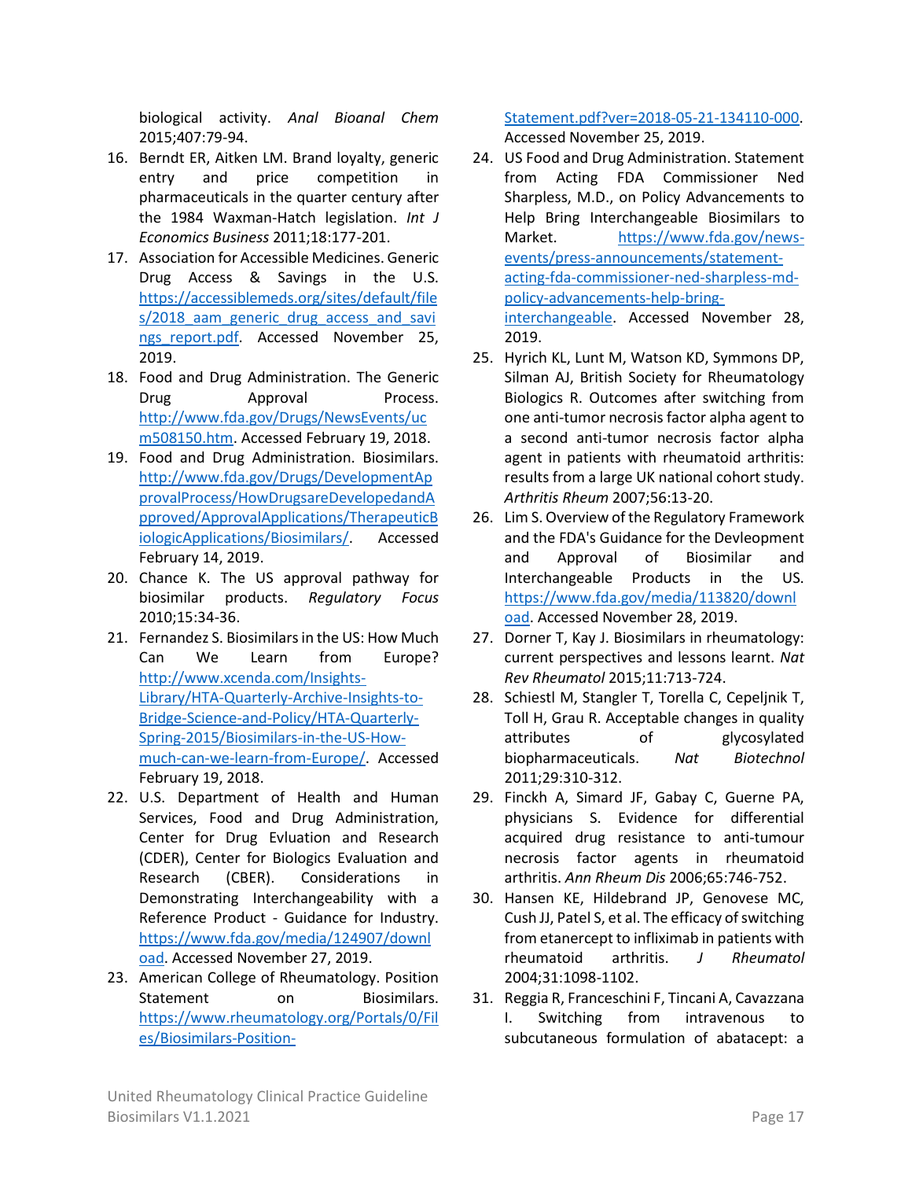biological activity. *Anal Bioanal Chem* 2015;407:79-94.

16. Berndt ER, Aitken LM. Brand loyalty, generic entry and price competition in pharmaceuticals in the quarter century after the 1984 Waxman-Hatch legislation. *Int J Economics Business* 2011;18:177-201.
17. Association for Accessible Medicines. Generic Drug Access & Savings in the U.S. https://accessiblemeds.org/sites/default/files/2018_aam_generic_drug_access_and_savings_report.pdf. Accessed November 25, 2019.
18. Food and Drug Administration. The Generic Drug Approval Process. http://www.fda.gov/Drugs/NewsEvents/ucm508150.htm. Accessed February 19, 2018.
19. Food and Drug Administration. Biosimilars. http://www.fda.gov/Drugs/DevelopmentApprovalProcess/HowDrugsareDevelopedandApproved/ApprovalApplications/TherapeuticBiologicApplications/Biosimilars/. Accessed February 14, 2019.
20. Chance K. The US approval pathway for biosimilar products. *Regulatory Focus* 2010;15:34-36.
21. Fernandez S. Biosimilars in the US: How Much Can We Learn from Europe? http://www.xcenda.com/Insights-Library/HTA-Quarterly-Archive-Insights-to-Bridge-Science-and-Policy/HTA-Quarterly-Spring-2015/Biosimilars-in-the-US-How-much-can-we-learn-from-Europe/. Accessed February 19, 2018.
22. U.S. Department of Health and Human Services, Food and Drug Administration, Center for Drug Evluation and Research (CDER), Center for Biologics Evaluation and Research (CBER). Considerations in Demonstrating Interchangeability with a Reference Product - Guidance for Industry. https://www.fda.gov/media/124907/download. Accessed November 27, 2019.
23. American College of Rheumatology. Position Statement on Biosimilars. https://www.rheumatology.org/Portals/0/Files/Biosimilars-Position-Statement.pdf?ver=2018-05-21-134110-000. Accessed November 25, 2019.
24. US Food and Drug Administration. Statement from Acting FDA Commissioner Ned Sharpless, M.D., on Policy Advancements to Help Bring Interchangeable Biosimilars to Market. https://www.fda.gov/news-events/press-announcements/statement-acting-fda-commissioner-ned-sharpless-md-policy-advancements-help-bring-interchangeable. Accessed November 28, 2019.
25. Hyrich KL, Lunt M, Watson KD, Symmons DP, Silman AJ, British Society for Rheumatology Biologics R. Outcomes after switching from one anti-tumor necrosis factor alpha agent to a second anti-tumor necrosis factor alpha agent in patients with rheumatoid arthritis: results from a large UK national cohort study. *Arthritis Rheum* 2007;56:13-20.
26. Lim S. Overview of the Regulatory Framework and the FDA's Guidance for the Devleopment and Approval of Biosimilar and Interchangeable Products in the US. https://www.fda.gov/media/113820/download. Accessed November 28, 2019.
27. Dorner T, Kay J. Biosimilars in rheumatology: current perspectives and lessons learnt. *Nat Rev Rheumatol* 2015;11:713-724.
28. Schiestl M, Stangler T, Torella C, Cepeljnik T, Toll H, Grau R. Acceptable changes in quality attributes of glycosylated biopharmaceuticals. *Nat Biotechnol* 2011;29:310-312.
29. Finckh A, Simard JF, Gabay C, Guerne PA, physicians S. Evidence for differential acquired drug resistance to anti-tumour necrosis factor agents in rheumatoid arthritis. *Ann Rheum Dis* 2006;65:746-752.
30. Hansen KE, Hildebrand JP, Genovese MC, Cush JJ, Patel S, et al. The efficacy of switching from etanercept to infliximab in patients with rheumatoid arthritis. *J Rheumatol* 2004;31:1098-1102.
31. Reggia R, Franceschini F, Tincani A, Cavazzana I. Switching from intravenous to subcutaneous formulation of abatacept: a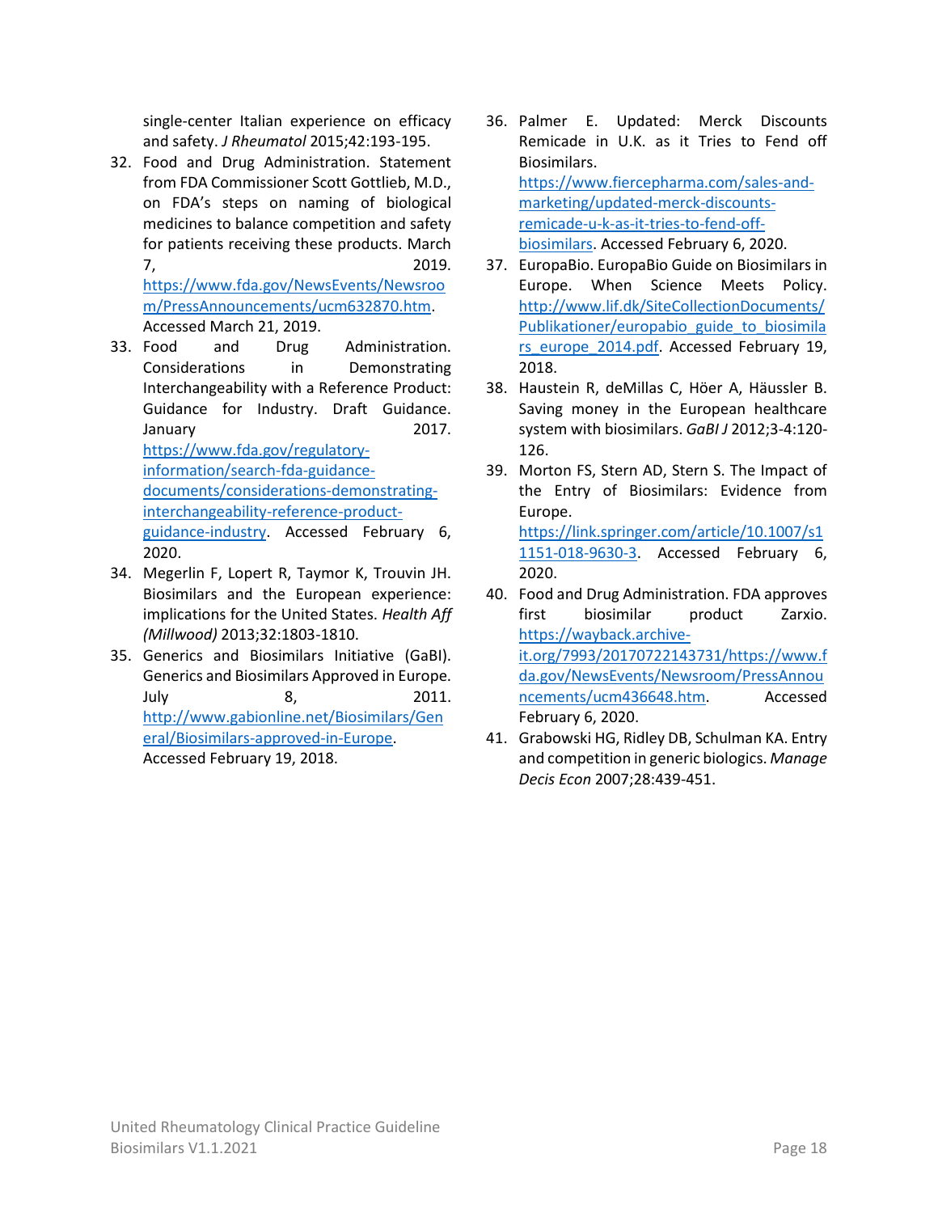single-center Italian experience on efficacy and safety. *J Rheumatol* 2015;42:193-195.

32. Food and Drug Administration. Statement from FDA Commissioner Scott Gottlieb, M.D., on FDA's steps on naming of biological medicines to balance competition and safety for patients receiving these products. March 7, 2019. https://www.fda.gov/NewsEvents/Newsroom/PressAnnouncements/ucm632870.htm. Accessed March 21, 2019.
33. Food and Drug Administration. Considerations in Demonstrating Interchangeability with a Reference Product: Guidance for Industry. Draft Guidance. January 2017. https://www.fda.gov/regulatory-information/search-fda-guidance-documents/considerations-demonstrating-interchangeability-reference-product-guidance-industry. Accessed February 6, 2020.
34. Megerlin F, Lopert R, Taymor K, Trouvin JH. Biosimilars and the European experience: implications for the United States. *Health Aff (Millwood)* 2013;32:1803-1810.
35. Generics and Biosimilars Initiative (GaBI). Generics and Biosimilars Approved in Europe. July 8, 2011. http://www.gabionline.net/Biosimilars/General/Biosimilars-approved-in-Europe. Accessed February 19, 2018.
36. Palmer E. Updated: Merck Discounts Remicade in U.K. as it Tries to Fend off Biosimilars. https://www.fiercepharma.com/sales-and-marketing/updated-merck-discounts-remicade-u-k-as-it-tries-to-fend-off-biosimilars. Accessed February 6, 2020.
37. EuropaBio. EuropaBio Guide on Biosimilars in Europe. When Science Meets Policy. http://www.lif.dk/SiteCollectionDocuments/Publikationer/europabio_guide_to_biosimilars_europe_2014.pdf. Accessed February 19, 2018.
38. Haustein R, deMillas C, Höer A, Häussler B. Saving money in the European healthcare system with biosimilars. *GaBI J* 2012;3-4:120-126.
39. Morton FS, Stern AD, Stern S. The Impact of the Entry of Biosimilars: Evidence from Europe. https://link.springer.com/article/10.1007/s11151-018-9630-3. Accessed February 6, 2020.
40. Food and Drug Administration. FDA approves first biosimilar product Zarxio. https://wayback.archive-it.org/7993/20170722143731/https://www.fda.gov/NewsEvents/Newsroom/PressAnnouncements/ucm436648.htm. Accessed February 6, 2020.
41. Grabowski HG, Ridley DB, Schulman KA. Entry and competition in generic biologics. *Manage Decis Econ* 2007;28:439-451.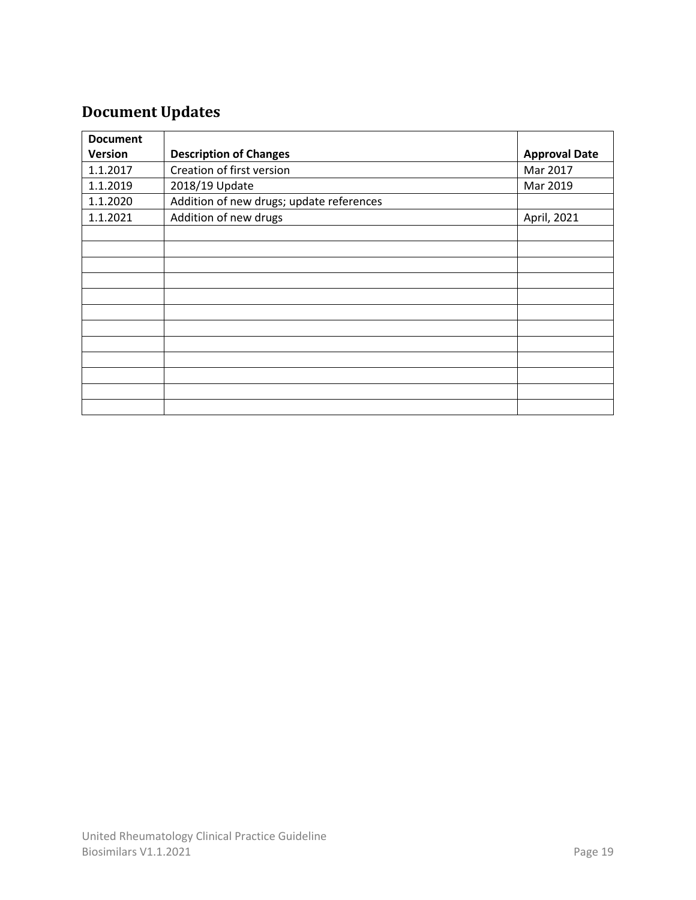## Document Updates

| Document Version | Description of Changes | Approval Date |
|---|---|---|
| 1.1.2017 | Creation of first version | Mar 2017 |
| 1.1.2019 | 2018/19 Update | Mar 2019 |
| 1.1.2020 | Addition of new drugs; update references | |
| 1.1.2021 | Addition of new drugs | April, 2021 |
| | | |
| | | |
| | | |
| | | |
| | | |
| | | |
| | | |
| | | |
| | | |
| | | |
| | | |
| | | |